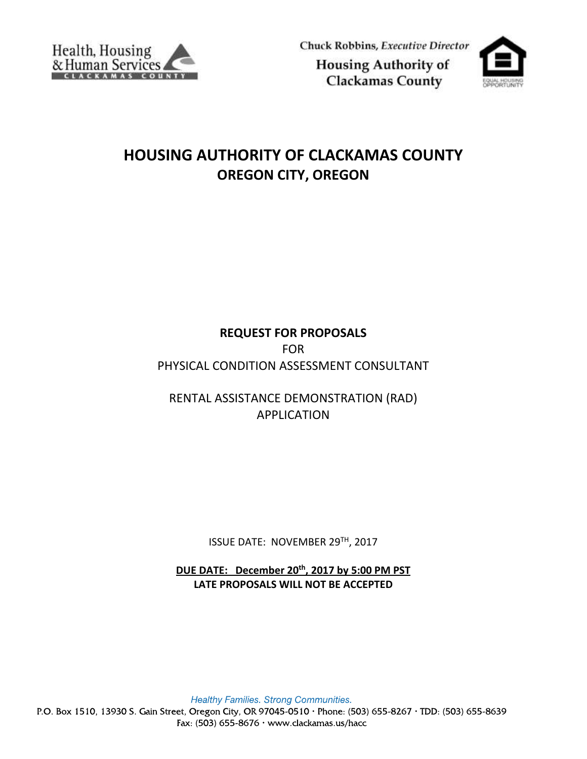Health, Housing & Human Services
CLACKAMAS COUNTY

Chuck Robbins, *Executive Director*

Housing Authority of Clackamas County

# HOUSING AUTHORITY OF CLACKAMAS COUNTY

## OREGON CITY, OREGON

**REQUEST FOR PROPOSALS**

FOR

PHYSICAL CONDITION ASSESSMENT CONSULTANT

RENTAL ASSISTANCE DEMONSTRATION (RAD) APPLICATION

ISSUE DATE: NOVEMBER 29TH, 2017

**DUE DATE: December 20th, 2017 by 5:00 PM PST**

**LATE PROPOSALS WILL NOT BE ACCEPTED**

*Healthy Families. Strong Communities.*

P.O. Box 1510, 13930 S. Gain Street, Oregon City, OR 97045-0510 · Phone: (503) 655-8267 · TDD: (503) 655-8639

Fax: (503) 655-8676 · www.clackamas.us/hacc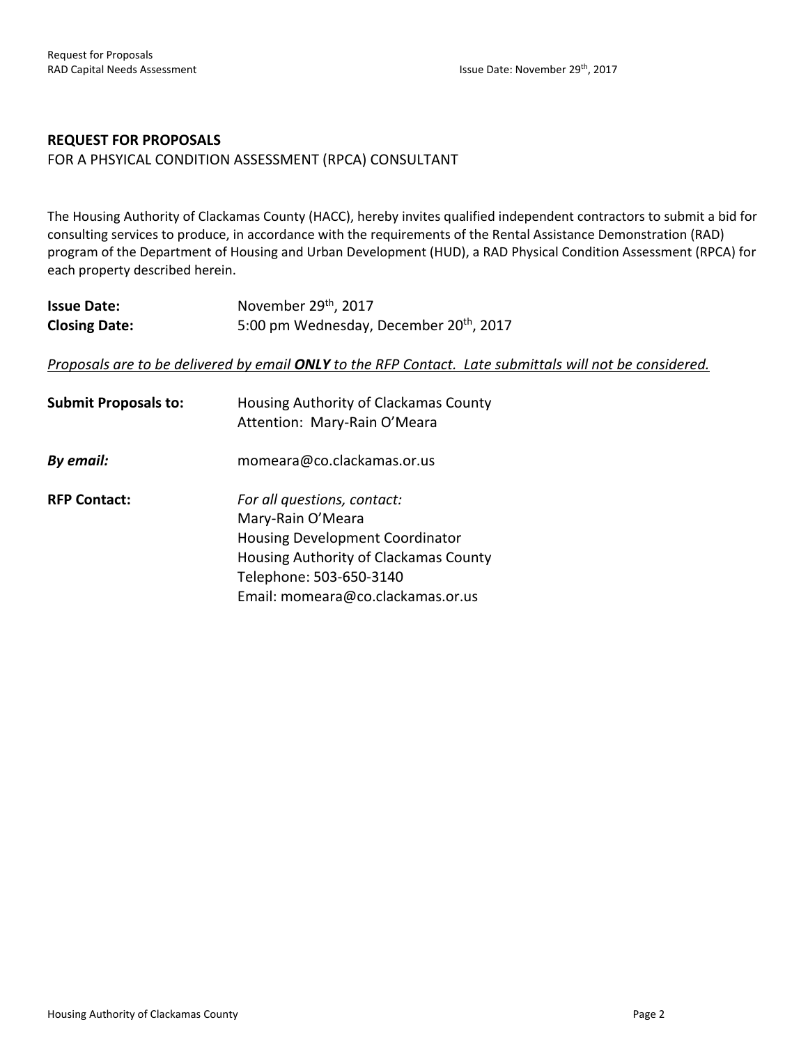**REQUEST FOR PROPOSALS**

FOR A PHSYICAL CONDITION ASSESSMENT (RPCA) CONSULTANT

The Housing Authority of Clackamas County (HACC), hereby invites qualified independent contractors to submit a bid for consulting services to produce, in accordance with the requirements of the Rental Assistance Demonstration (RAD) program of the Department of Housing and Urban Development (HUD), a RAD Physical Condition Assessment (RPCA) for each property described herein.

| | |
|---|---|
| **Issue Date:** | November 29th, 2017 |
| **Closing Date:** | 5:00 pm Wednesday, December 20th, 2017 |

<u>*Proposals are to be delivered by email **ONLY** to the RFP Contact. Late submittals will not be considered.*</u>

| | |
|---|---|
| **Submit Proposals to:** | Housing Authority of Clackamas County<br>Attention: Mary-Rain O'Meara |
| ***By email:*** | momeara@co.clackamas.or.us |
| **RFP Contact:** | *For all questions, contact:*<br>Mary-Rain O'Meara<br>Housing Development Coordinator<br>Housing Authority of Clackamas County<br>Telephone: 503-650-3140<br>Email: momeara@co.clackamas.or.us |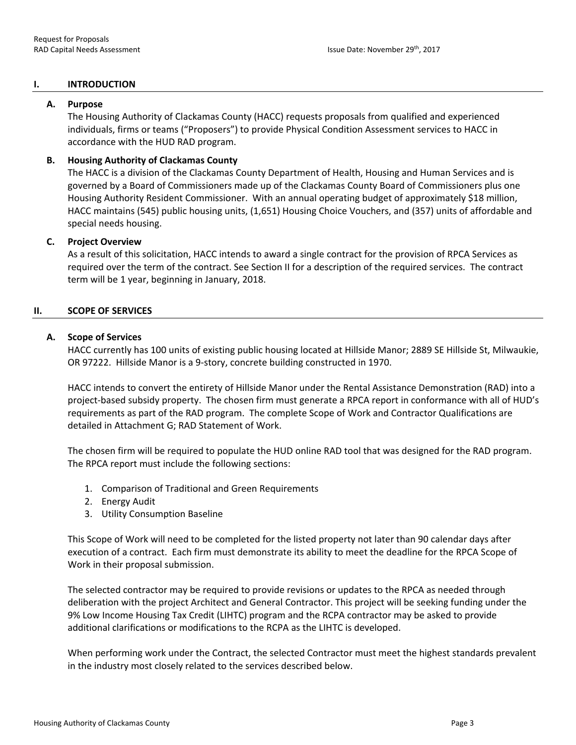## I. INTRODUCTION

### A. Purpose

The Housing Authority of Clackamas County (HACC) requests proposals from qualified and experienced individuals, firms or teams ("Proposers") to provide Physical Condition Assessment services to HACC in accordance with the HUD RAD program.

### B. Housing Authority of Clackamas County

The HACC is a division of the Clackamas County Department of Health, Housing and Human Services and is governed by a Board of Commissioners made up of the Clackamas County Board of Commissioners plus one Housing Authority Resident Commissioner. With an annual operating budget of approximately $18 million, HACC maintains (545) public housing units, (1,651) Housing Choice Vouchers, and (357) units of affordable and special needs housing.

### C. Project Overview

As a result of this solicitation, HACC intends to award a single contract for the provision of RPCA Services as required over the term of the contract. See Section II for a description of the required services. The contract term will be 1 year, beginning in January, 2018.

## II. SCOPE OF SERVICES

### A. Scope of Services

HACC currently has 100 units of existing public housing located at Hillside Manor; 2889 SE Hillside St, Milwaukie, OR 97222. Hillside Manor is a 9-story, concrete building constructed in 1970.

HACC intends to convert the entirety of Hillside Manor under the Rental Assistance Demonstration (RAD) into a project-based subsidy property. The chosen firm must generate a RPCA report in conformance with all of HUD's requirements as part of the RAD program. The complete Scope of Work and Contractor Qualifications are detailed in Attachment G; RAD Statement of Work.

The chosen firm will be required to populate the HUD online RAD tool that was designed for the RAD program. The RPCA report must include the following sections:

1. Comparison of Traditional and Green Requirements
2. Energy Audit
3. Utility Consumption Baseline

This Scope of Work will need to be completed for the listed property not later than 90 calendar days after execution of a contract. Each firm must demonstrate its ability to meet the deadline for the RPCA Scope of Work in their proposal submission.

The selected contractor may be required to provide revisions or updates to the RPCA as needed through deliberation with the project Architect and General Contractor. This project will be seeking funding under the 9% Low Income Housing Tax Credit (LIHTC) program and the RCPA contractor may be asked to provide additional clarifications or modifications to the RCPA as the LIHTC is developed.

When performing work under the Contract, the selected Contractor must meet the highest standards prevalent in the industry most closely related to the services described below.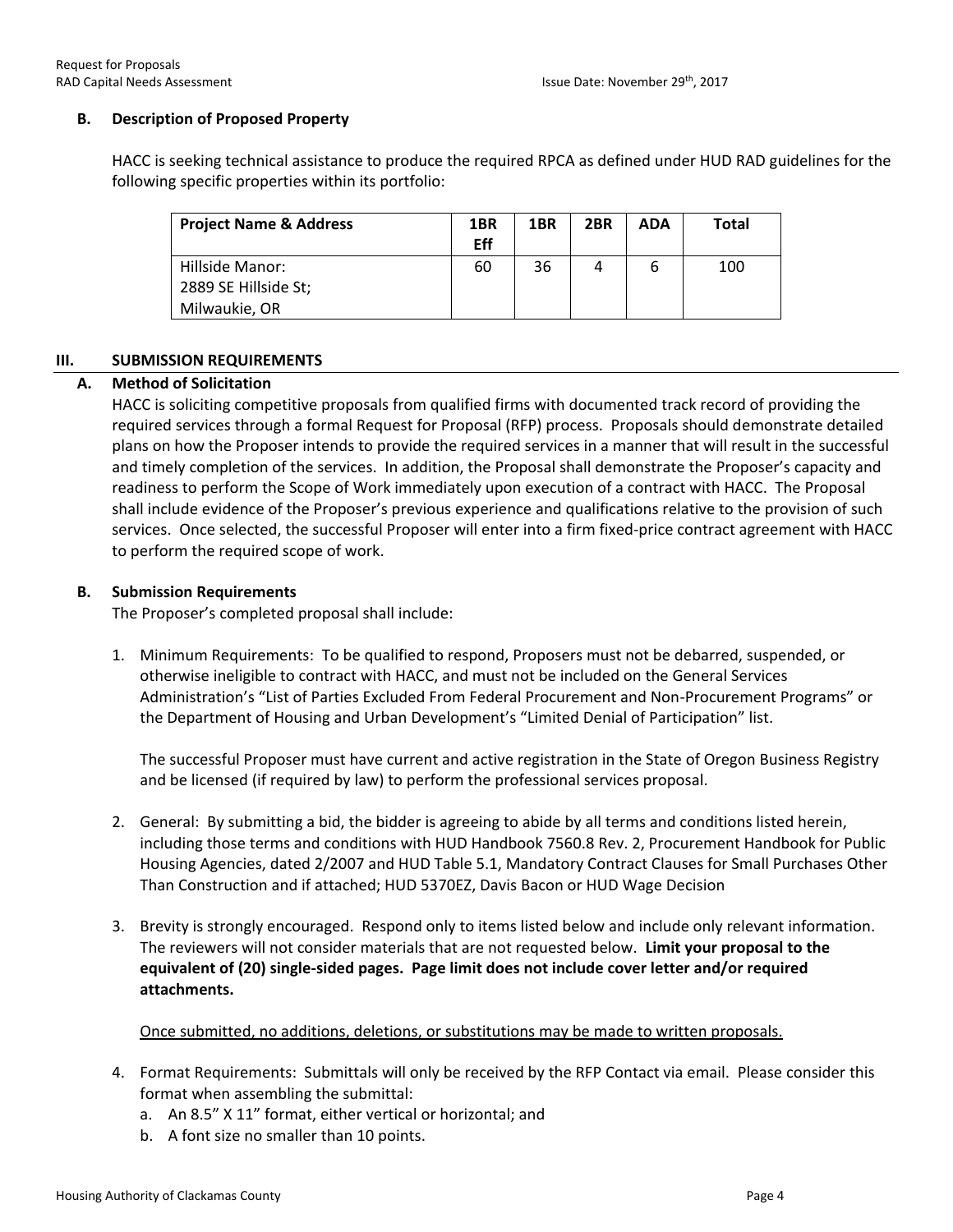### B. Description of Proposed Property

HACC is seeking technical assistance to produce the required RPCA as defined under HUD RAD guidelines for the following specific properties within its portfolio:

| Project Name & Address | 1BR Eff | 1BR | 2BR | ADA | Total |
|---|---|---|---|---|---|
| Hillside Manor: 2889 SE Hillside St; Milwaukie, OR | 60 | 36 | 4 | 6 | 100 |

## III. SUBMISSION REQUIREMENTS

### A. Method of Solicitation

HACC is soliciting competitive proposals from qualified firms with documented track record of providing the required services through a formal Request for Proposal (RFP) process. Proposals should demonstrate detailed plans on how the Proposer intends to provide the required services in a manner that will result in the successful and timely completion of the services. In addition, the Proposal shall demonstrate the Proposer's capacity and readiness to perform the Scope of Work immediately upon execution of a contract with HACC. The Proposal shall include evidence of the Proposer's previous experience and qualifications relative to the provision of such services. Once selected, the successful Proposer will enter into a firm fixed-price contract agreement with HACC to perform the required scope of work.

### B. Submission Requirements

The Proposer's completed proposal shall include:

1. Minimum Requirements: To be qualified to respond, Proposers must not be debarred, suspended, or otherwise ineligible to contract with HACC, and must not be included on the General Services Administration's "List of Parties Excluded From Federal Procurement and Non-Procurement Programs" or the Department of Housing and Urban Development's "Limited Denial of Participation" list.

   The successful Proposer must have current and active registration in the State of Oregon Business Registry and be licensed (if required by law) to perform the professional services proposal.

2. General: By submitting a bid, the bidder is agreeing to abide by all terms and conditions listed herein, including those terms and conditions with HUD Handbook 7560.8 Rev. 2, Procurement Handbook for Public Housing Agencies, dated 2/2007 and HUD Table 5.1, Mandatory Contract Clauses for Small Purchases Other Than Construction and if attached; HUD 5370EZ, Davis Bacon or HUD Wage Decision

3. Brevity is strongly encouraged. Respond only to items listed below and include only relevant information. The reviewers will not consider materials that are not requested below. **Limit your proposal to the equivalent of (20) single-sided pages. Page limit does not include cover letter and/or required attachments.**

   <u>Once submitted, no additions, deletions, or substitutions may be made to written proposals.</u>

4. Format Requirements: Submittals will only be received by the RFP Contact via email. Please consider this format when assembling the submittal:
   a. An 8.5" X 11" format, either vertical or horizontal; and
   b. A font size no smaller than 10 points.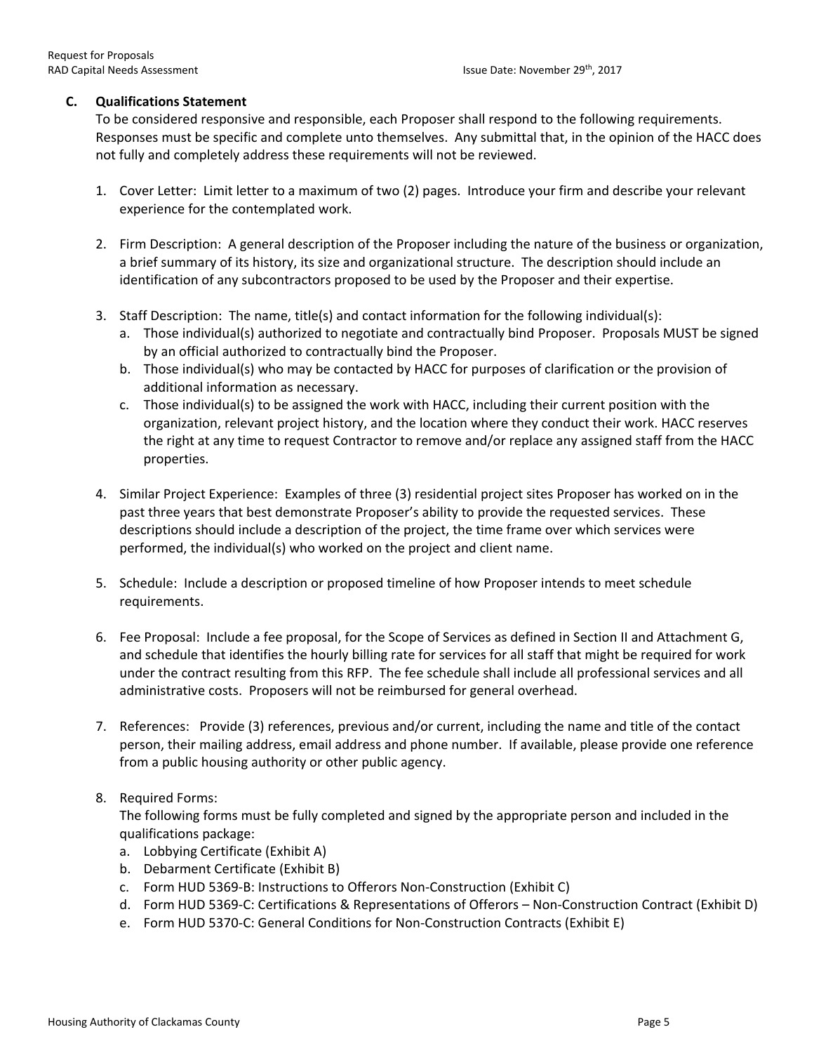### C. Qualifications Statement

To be considered responsive and responsible, each Proposer shall respond to the following requirements. Responses must be specific and complete unto themselves. Any submittal that, in the opinion of the HACC does not fully and completely address these requirements will not be reviewed.

1. Cover Letter: Limit letter to a maximum of two (2) pages. Introduce your firm and describe your relevant experience for the contemplated work.

2. Firm Description: A general description of the Proposer including the nature of the business or organization, a brief summary of its history, its size and organizational structure. The description should include an identification of any subcontractors proposed to be used by the Proposer and their expertise.

3. Staff Description: The name, title(s) and contact information for the following individual(s):
   a. Those individual(s) authorized to negotiate and contractually bind Proposer. Proposals MUST be signed by an official authorized to contractually bind the Proposer.
   b. Those individual(s) who may be contacted by HACC for purposes of clarification or the provision of additional information as necessary.
   c. Those individual(s) to be assigned the work with HACC, including their current position with the organization, relevant project history, and the location where they conduct their work. HACC reserves the right at any time to request Contractor to remove and/or replace any assigned staff from the HACC properties.

4. Similar Project Experience: Examples of three (3) residential project sites Proposer has worked on in the past three years that best demonstrate Proposer's ability to provide the requested services. These descriptions should include a description of the project, the time frame over which services were performed, the individual(s) who worked on the project and client name.

5. Schedule: Include a description or proposed timeline of how Proposer intends to meet schedule requirements.

6. Fee Proposal: Include a fee proposal, for the Scope of Services as defined in Section II and Attachment G, and schedule that identifies the hourly billing rate for services for all staff that might be required for work under the contract resulting from this RFP. The fee schedule shall include all professional services and all administrative costs. Proposers will not be reimbursed for general overhead.

7. References: Provide (3) references, previous and/or current, including the name and title of the contact person, their mailing address, email address and phone number. If available, please provide one reference from a public housing authority or other public agency.

8. Required Forms:
   The following forms must be fully completed and signed by the appropriate person and included in the qualifications package:
   a. Lobbying Certificate (Exhibit A)
   b. Debarment Certificate (Exhibit B)
   c. Form HUD 5369-B: Instructions to Offerors Non-Construction (Exhibit C)
   d. Form HUD 5369-C: Certifications & Representations of Offerors – Non-Construction Contract (Exhibit D)
   e. Form HUD 5370-C: General Conditions for Non-Construction Contracts (Exhibit E)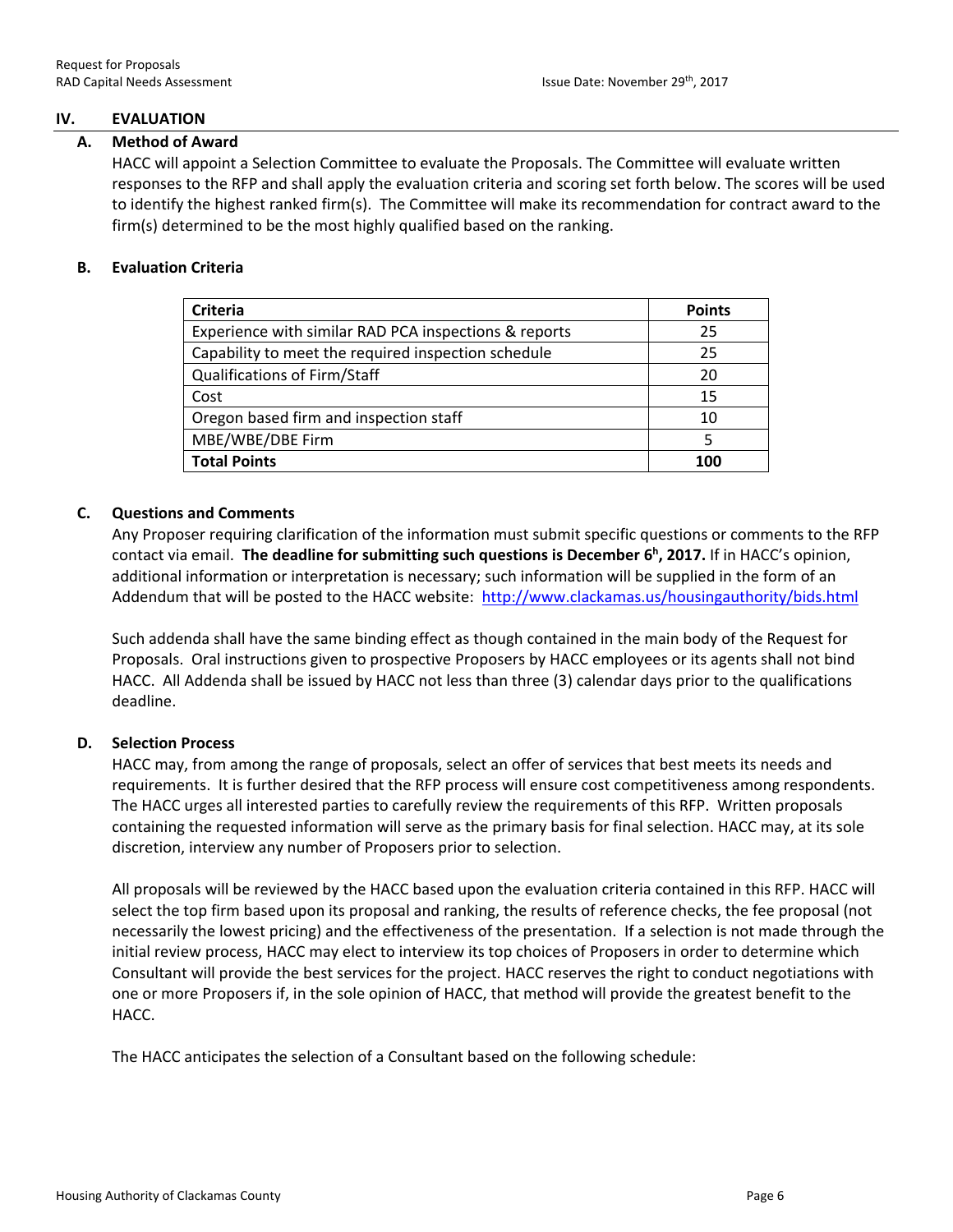## IV. EVALUATION

### A. Method of Award

HACC will appoint a Selection Committee to evaluate the Proposals. The Committee will evaluate written responses to the RFP and shall apply the evaluation criteria and scoring set forth below. The scores will be used to identify the highest ranked firm(s). The Committee will make its recommendation for contract award to the firm(s) determined to be the most highly qualified based on the ranking.

### B. Evaluation Criteria

| Criteria | Points |
|---|---|
| Experience with similar RAD PCA inspections & reports | 25 |
| Capability to meet the required inspection schedule | 25 |
| Qualifications of Firm/Staff | 20 |
| Cost | 15 |
| Oregon based firm and inspection staff | 10 |
| MBE/WBE/DBE Firm | 5 |
| **Total Points** | **100** |

### C. Questions and Comments

Any Proposer requiring clarification of the information must submit specific questions or comments to the RFP contact via email. **The deadline for submitting such questions is December 6h, 2017.** If in HACC's opinion, additional information or interpretation is necessary; such information will be supplied in the form of an Addendum that will be posted to the HACC website: http://www.clackamas.us/housingauthority/bids.html

Such addenda shall have the same binding effect as though contained in the main body of the Request for Proposals. Oral instructions given to prospective Proposers by HACC employees or its agents shall not bind HACC. All Addenda shall be issued by HACC not less than three (3) calendar days prior to the qualifications deadline.

### D. Selection Process

HACC may, from among the range of proposals, select an offer of services that best meets its needs and requirements. It is further desired that the RFP process will ensure cost competitiveness among respondents. The HACC urges all interested parties to carefully review the requirements of this RFP. Written proposals containing the requested information will serve as the primary basis for final selection. HACC may, at its sole discretion, interview any number of Proposers prior to selection.

All proposals will be reviewed by the HACC based upon the evaluation criteria contained in this RFP. HACC will select the top firm based upon its proposal and ranking, the results of reference checks, the fee proposal (not necessarily the lowest pricing) and the effectiveness of the presentation. If a selection is not made through the initial review process, HACC may elect to interview its top choices of Proposers in order to determine which Consultant will provide the best services for the project. HACC reserves the right to conduct negotiations with one or more Proposers if, in the sole opinion of HACC, that method will provide the greatest benefit to the HACC.

The HACC anticipates the selection of a Consultant based on the following schedule: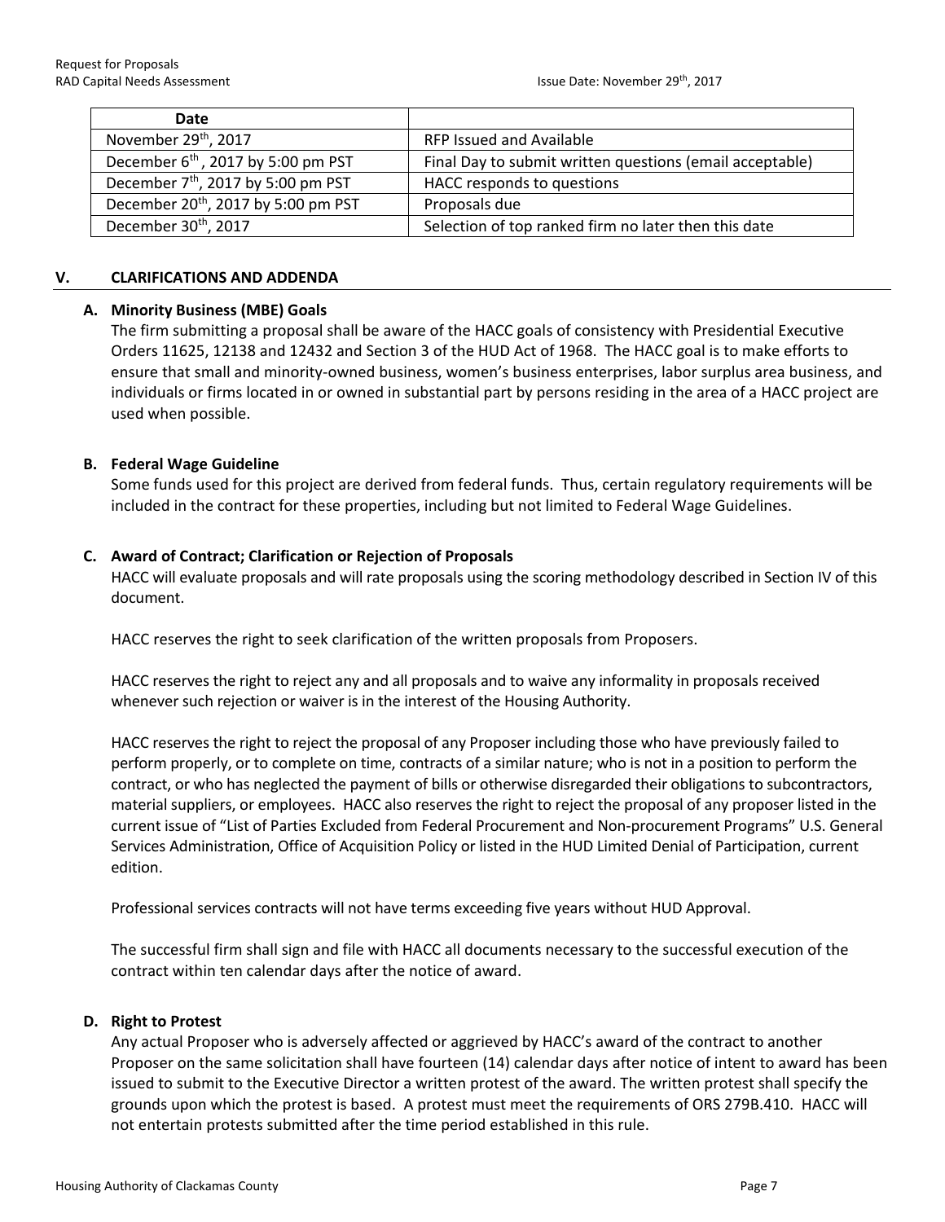| Date | |
|---|---|
| November 29th, 2017 | RFP Issued and Available |
| December 6th , 2017 by 5:00 pm PST | Final Day to submit written questions (email acceptable) |
| December 7th, 2017 by 5:00 pm PST | HACC responds to questions |
| December 20th, 2017 by 5:00 pm PST | Proposals due |
| December 30th, 2017 | Selection of top ranked firm no later then this date |

## V. CLARIFICATIONS AND ADDENDA

### A. Minority Business (MBE) Goals

The firm submitting a proposal shall be aware of the HACC goals of consistency with Presidential Executive Orders 11625, 12138 and 12432 and Section 3 of the HUD Act of 1968. The HACC goal is to make efforts to ensure that small and minority-owned business, women's business enterprises, labor surplus area business, and individuals or firms located in or owned in substantial part by persons residing in the area of a HACC project are used when possible.

### B. Federal Wage Guideline

Some funds used for this project are derived from federal funds. Thus, certain regulatory requirements will be included in the contract for these properties, including but not limited to Federal Wage Guidelines.

### C. Award of Contract; Clarification or Rejection of Proposals

HACC will evaluate proposals and will rate proposals using the scoring methodology described in Section IV of this document.

HACC reserves the right to seek clarification of the written proposals from Proposers.

HACC reserves the right to reject any and all proposals and to waive any informality in proposals received whenever such rejection or waiver is in the interest of the Housing Authority.

HACC reserves the right to reject the proposal of any Proposer including those who have previously failed to perform properly, or to complete on time, contracts of a similar nature; who is not in a position to perform the contract, or who has neglected the payment of bills or otherwise disregarded their obligations to subcontractors, material suppliers, or employees. HACC also reserves the right to reject the proposal of any proposer listed in the current issue of "List of Parties Excluded from Federal Procurement and Non-procurement Programs" U.S. General Services Administration, Office of Acquisition Policy or listed in the HUD Limited Denial of Participation, current edition.

Professional services contracts will not have terms exceeding five years without HUD Approval.

The successful firm shall sign and file with HACC all documents necessary to the successful execution of the contract within ten calendar days after the notice of award.

### D. Right to Protest

Any actual Proposer who is adversely affected or aggrieved by HACC's award of the contract to another Proposer on the same solicitation shall have fourteen (14) calendar days after notice of intent to award has been issued to submit to the Executive Director a written protest of the award. The written protest shall specify the grounds upon which the protest is based. A protest must meet the requirements of ORS 279B.410. HACC will not entertain protests submitted after the time period established in this rule.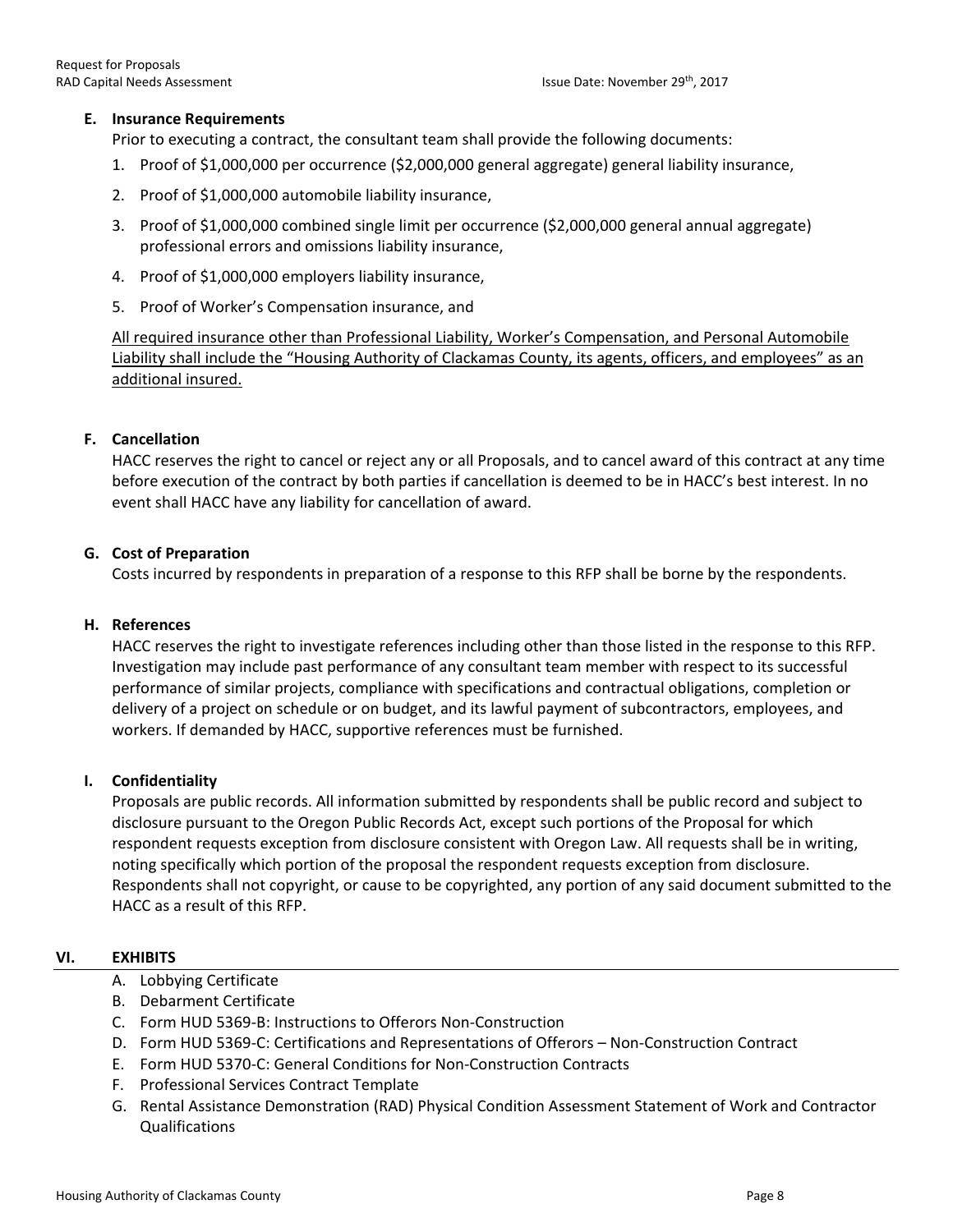**E. Insurance Requirements**

Prior to executing a contract, the consultant team shall provide the following documents:

1. Proof of $1,000,000 per occurrence ($2,000,000 general aggregate) general liability insurance,
2. Proof of $1,000,000 automobile liability insurance,
3. Proof of $1,000,000 combined single limit per occurrence ($2,000,000 general annual aggregate) professional errors and omissions liability insurance,
4. Proof of $1,000,000 employers liability insurance,
5. Proof of Worker's Compensation insurance, and

<u>All required insurance other than Professional Liability, Worker's Compensation, and Personal Automobile Liability shall include the "Housing Authority of Clackamas County, its agents, officers, and employees" as an additional insured.</u>

**F. Cancellation**

HACC reserves the right to cancel or reject any or all Proposals, and to cancel award of this contract at any time before execution of the contract by both parties if cancellation is deemed to be in HACC's best interest. In no event shall HACC have any liability for cancellation of award.

**G. Cost of Preparation**

Costs incurred by respondents in preparation of a response to this RFP shall be borne by the respondents.

**H. References**

HACC reserves the right to investigate references including other than those listed in the response to this RFP. Investigation may include past performance of any consultant team member with respect to its successful performance of similar projects, compliance with specifications and contractual obligations, completion or delivery of a project on schedule or on budget, and its lawful payment of subcontractors, employees, and workers. If demanded by HACC, supportive references must be furnished.

**I. Confidentiality**

Proposals are public records. All information submitted by respondents shall be public record and subject to disclosure pursuant to the Oregon Public Records Act, except such portions of the Proposal for which respondent requests exception from disclosure consistent with Oregon Law. All requests shall be in writing, noting specifically which portion of the proposal the respondent requests exception from disclosure. Respondents shall not copyright, or cause to be copyrighted, any portion of any said document submitted to the HACC as a result of this RFP.

## VI. EXHIBITS

A. Lobbying Certificate
B. Debarment Certificate
C. Form HUD 5369-B: Instructions to Offerors Non-Construction
D. Form HUD 5369-C: Certifications and Representations of Offerors – Non-Construction Contract
E. Form HUD 5370-C: General Conditions for Non-Construction Contracts
F. Professional Services Contract Template
G. Rental Assistance Demonstration (RAD) Physical Condition Assessment Statement of Work and Contractor Qualifications